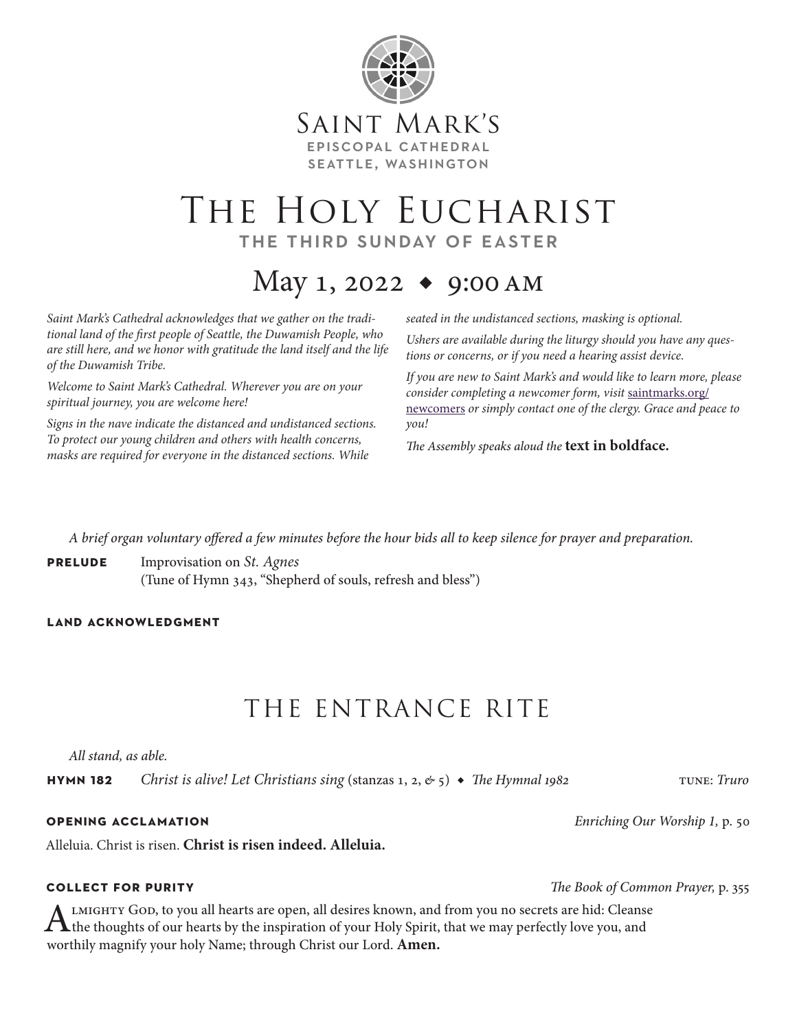Saint Mark's
**EPISCOPAL CATHEDRAL**
**SEATTLE, WASHINGTON**

# The Holy Eucharist

**THE THIRD SUNDAY OF EASTER**

## May 1, 2022 ◆ 9:00 AM

*Saint Mark's Cathedral acknowledges that we gather on the traditional land of the first people of Seattle, the Duwamish People, who are still here, and we honor with gratitude the land itself and the life of the Duwamish Tribe.*

*Welcome to Saint Mark's Cathedral. Wherever you are on your spiritual journey, you are welcome here!*

*Signs in the nave indicate the distanced and undistanced sections. To protect our young children and others with health concerns, masks are required for everyone in the distanced sections. While seated in the undistanced sections, masking is optional.*

*Ushers are available during the liturgy should you have any questions or concerns, or if you need a hearing assist device.*

*If you are new to Saint Mark's and would like to learn more, please consider completing a newcomer form, visit* saintmarks.org/newcomers *or simply contact one of the clergy. Grace and peace to you!*

*The Assembly speaks aloud the* **text in boldface.**

*A brief organ voluntary offered a few minutes before the hour bids all to keep silence for prayer and preparation.*

**PRELUDE** Improvisation on *St. Agnes*
(Tune of Hymn 343, "Shepherd of souls, refresh and bless")

**LAND ACKNOWLEDGMENT**

## THE ENTRANCE RITE

*All stand, as able.*

**HYMN 182** *Christ is alive! Let Christians sing* (stanzas 1, 2, & 5) ◆ *The Hymnal 1982* TUNE: *Truro*

**OPENING ACCLAMATION** *Enriching Our Worship 1,* p. 50

Alleluia. Christ is risen. **Christ is risen indeed. Alleluia.**

**COLLECT FOR PURITY** *The Book of Common Prayer,* p. 355

Almighty God, to you all hearts are open, all desires known, and from you no secrets are hid: Cleanse the thoughts of our hearts by the inspiration of your Holy Spirit, that we may perfectly love you, and worthily magnify your holy Name; through Christ our Lord. **Amen.**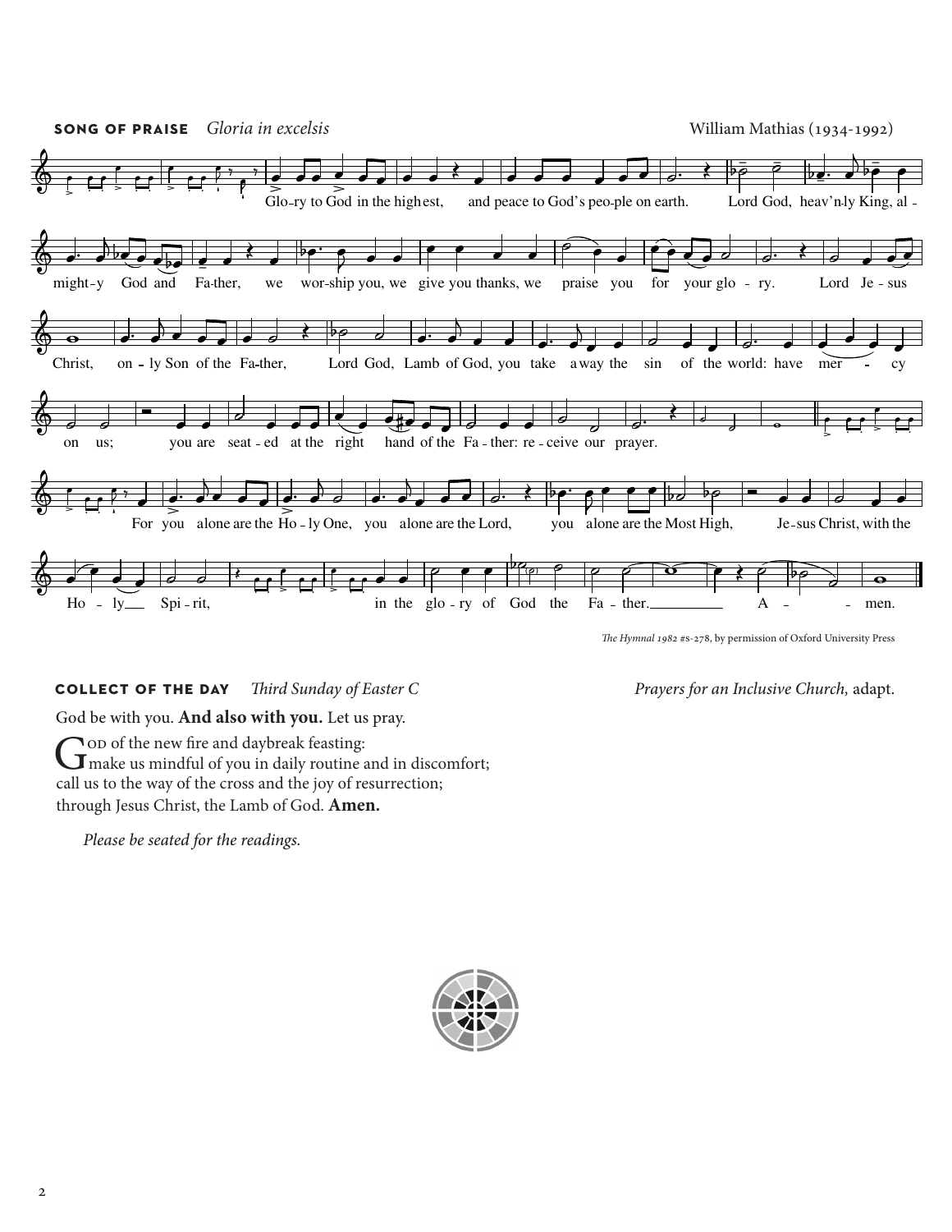**SONG OF PRAISE** *Gloria in excelsis* William Mathias (1934-1992)

Glo-ry to God in the highest, and peace to God's peo-ple on earth. Lord God, heav'n-ly King, al-might-y God and Fa-ther, we wor-ship you, we give you thanks, we praise you for your glo-ry. Lord Je-sus Christ, on-ly Son of the Fa-ther, Lord God, Lamb of God, you take away the sin of the world: have mer-cy on us; you are seat-ed at the right hand of the Fa-ther: re-ceive our prayer.

For you alone are the Ho-ly One, you alone are the Lord, you alone are the Most High, Je-sus Christ, with the Ho-ly Spi-rit, in the glo-ry of God the Fa-ther. A-men.

*The Hymnal 1982* #s-278, by permission of Oxford University Press

**COLLECT OF THE DAY** *Third Sunday of Easter C* *Prayers for an Inclusive Church,* adapt.

God be with you. **And also with you.** Let us pray.

God of the new fire and daybreak feasting:
make us mindful of you in daily routine and in discomfort;
call us to the way of the cross and the joy of resurrection;
through Jesus Christ, the Lamb of God. **Amen.**

*Please be seated for the readings.*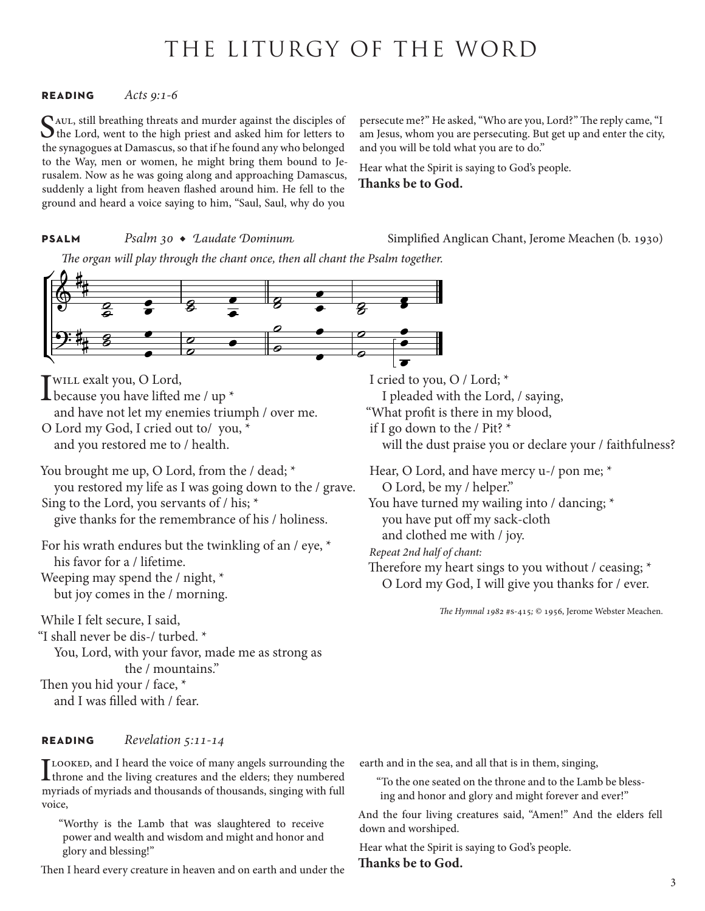# THE LITURGY OF THE WORD

**READING** *Acts 9:1-6*

SAUL, still breathing threats and murder against the disciples of the Lord, went to the high priest and asked him for letters to the synagogues at Damascus, so that if he found any who belonged to the Way, men or women, he might bring them bound to Jerusalem. Now as he was going along and approaching Damascus, suddenly a light from heaven flashed around him. He fell to the ground and heard a voice saying to him, "Saul, Saul, why do you persecute me?" He asked, "Who are you, Lord?" The reply came, "I am Jesus, whom you are persecuting. But get up and enter the city, and you will be told what you are to do."

Hear what the Spirit is saying to God's people.
**Thanks be to God.**

**PSALM** *Psalm 30 ◆ Laudate Dominum* Simplified Anglican Chant, Jerome Meachen (b. 1930)

*The organ will play through the chant once, then all chant the Psalm together.*

I WILL exalt you, O Lord,
because you have lifted me / up *
and have not let my enemies triumph / over me.
O Lord my God, I cried out to/ you, *
and you restored me to / health.

You brought me up, O Lord, from the / dead; *
you restored my life as I was going down to the / grave.
Sing to the Lord, you servants of / his; *
give thanks for the remembrance of his / holiness.

For his wrath endures but the twinkling of an / eye, *
his favor for a / lifetime.
Weeping may spend the / night, *
but joy comes in the / morning.

While I felt secure, I said,
"I shall never be dis-/ turbed. *
You, Lord, with your favor, made me as strong as the / mountains."
Then you hid your / face, *
and I was filled with / fear.

I cried to you, O / Lord; *
I pleaded with the Lord, / saying,
"What profit is there in my blood,
if I go down to the / Pit? *
will the dust praise you or declare your / faithfulness?

Hear, O Lord, and have mercy u-/ pon me; *
O Lord, be my / helper."
You have turned my wailing into / dancing; *
you have put off my sack-cloth
and clothed me with / joy.

*Repeat 2nd half of chant:*
Therefore my heart sings to you without / ceasing; *
O Lord my God, I will give you thanks for / ever.

*The Hymnal 1982* #S-415; © 1956, Jerome Webster Meachen.

**READING** *Revelation 5:11-14*

I LOOKED, and I heard the voice of many angels surrounding the throne and the living creatures and the elders; they numbered myriads of myriads and thousands of thousands, singing with full voice,

> "Worthy is the Lamb that was slaughtered to receive power and wealth and wisdom and might and honor and glory and blessing!"

Then I heard every creature in heaven and on earth and under the earth and in the sea, and all that is in them, singing,

> "To the one seated on the throne and to the Lamb be blessing and honor and glory and might forever and ever!"

And the four living creatures said, "Amen!" And the elders fell down and worshiped.

Hear what the Spirit is saying to God's people.
**Thanks be to God.**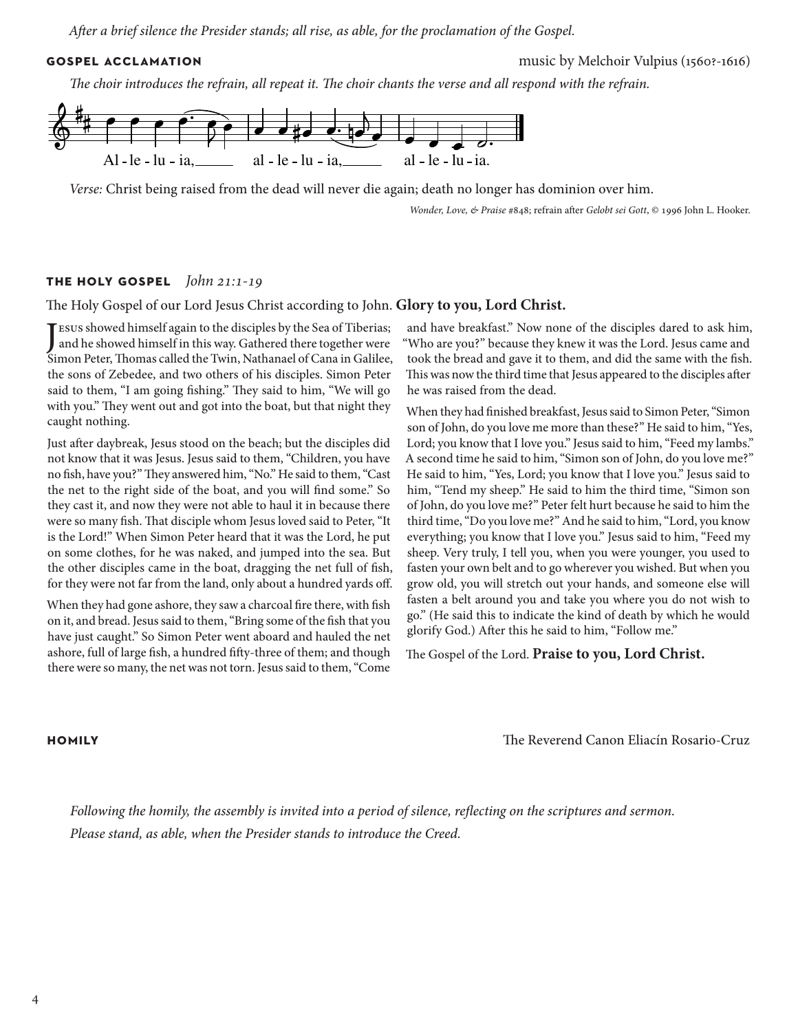*After a brief silence the Presider stands; all rise, as able, for the proclamation of the Gospel.*

**GOSPEL ACCLAMATION** music by Melchoir Vulpius (1560?-1616)

*The choir introduces the refrain, all repeat it. The choir chants the verse and all respond with the refrain.*

Al - le - lu - ia, al - le - lu - ia, al - le - lu - ia.

*Verse:* Christ being raised from the dead will never die again; death no longer has dominion over him.

*Wonder, Love, & Praise* #848; refrain after *Gelobt sei Gott*, © 1996 John L. Hooker.

**THE HOLY GOSPEL** *John 21:1-19*

The Holy Gospel of our Lord Jesus Christ according to John. **Glory to you, Lord Christ.**

Jesus showed himself again to the disciples by the Sea of Tiberias; and he showed himself in this way. Gathered there together were Simon Peter, Thomas called the Twin, Nathanael of Cana in Galilee, the sons of Zebedee, and two others of his disciples. Simon Peter said to them, "I am going fishing." They said to him, "We will go with you." They went out and got into the boat, but that night they caught nothing.

Just after daybreak, Jesus stood on the beach; but the disciples did not know that it was Jesus. Jesus said to them, "Children, you have no fish, have you?" They answered him, "No." He said to them, "Cast the net to the right side of the boat, and you will find some." So they cast it, and now they were not able to haul it in because there were so many fish. That disciple whom Jesus loved said to Peter, "It is the Lord!" When Simon Peter heard that it was the Lord, he put on some clothes, for he was naked, and jumped into the sea. But the other disciples came in the boat, dragging the net full of fish, for they were not far from the land, only about a hundred yards off.

When they had gone ashore, they saw a charcoal fire there, with fish on it, and bread. Jesus said to them, "Bring some of the fish that you have just caught." So Simon Peter went aboard and hauled the net ashore, full of large fish, a hundred fifty-three of them; and though there were so many, the net was not torn. Jesus said to them, "Come and have breakfast." Now none of the disciples dared to ask him, "Who are you?" because they knew it was the Lord. Jesus came and took the bread and gave it to them, and did the same with the fish. This was now the third time that Jesus appeared to the disciples after he was raised from the dead.

When they had finished breakfast, Jesus said to Simon Peter, "Simon son of John, do you love me more than these?" He said to him, "Yes, Lord; you know that I love you." Jesus said to him, "Feed my lambs." A second time he said to him, "Simon son of John, do you love me?" He said to him, "Yes, Lord; you know that I love you." Jesus said to him, "Tend my sheep." He said to him the third time, "Simon son of John, do you love me?" Peter felt hurt because he said to him the third time, "Do you love me?" And he said to him, "Lord, you know everything; you know that I love you." Jesus said to him, "Feed my sheep. Very truly, I tell you, when you were younger, you used to fasten your own belt and to go wherever you wished. But when you grow old, you will stretch out your hands, and someone else will fasten a belt around you and take you where you do not wish to go." (He said this to indicate the kind of death by which he would glorify God.) After this he said to him, "Follow me."

The Gospel of the Lord. **Praise to you, Lord Christ.**

**HOMILY** The Reverend Canon Eliacín Rosario-Cruz

*Following the homily, the assembly is invited into a period of silence, reflecting on the scriptures and sermon.*
*Please stand, as able, when the Presider stands to introduce the Creed.*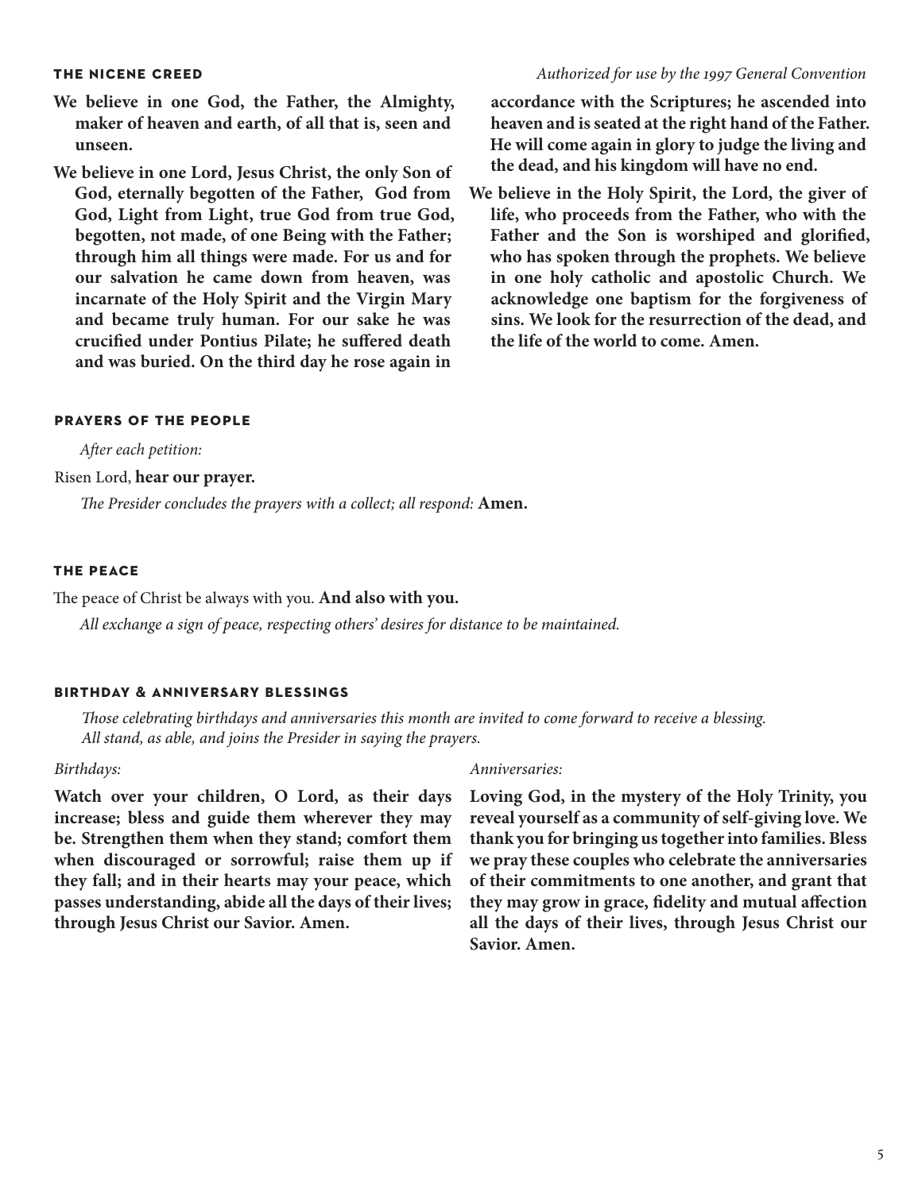## THE NICENE CREED

*Authorized for use by the 1997 General Convention*

**We believe in one God, the Father, the Almighty, maker of heaven and earth, of all that is, seen and unseen.**

**We believe in one Lord, Jesus Christ, the only Son of God, eternally begotten of the Father, God from God, Light from Light, true God from true God, begotten, not made, of one Being with the Father; through him all things were made. For us and for our salvation he came down from heaven, was incarnate of the Holy Spirit and the Virgin Mary and became truly human. For our sake he was crucified under Pontius Pilate; he suffered death and was buried. On the third day he rose again in accordance with the Scriptures; he ascended into heaven and is seated at the right hand of the Father. He will come again in glory to judge the living and the dead, and his kingdom will have no end.**

**We believe in the Holy Spirit, the Lord, the giver of life, who proceeds from the Father, who with the Father and the Son is worshiped and glorified, who has spoken through the prophets. We believe in one holy catholic and apostolic Church. We acknowledge one baptism for the forgiveness of sins. We look for the resurrection of the dead, and the life of the world to come. Amen.**

## PRAYERS OF THE PEOPLE

*After each petition:*

Risen Lord, **hear our prayer.**

*The Presider concludes the prayers with a collect; all respond:* **Amen.**

## THE PEACE

The peace of Christ be always with you. **And also with you.**

*All exchange a sign of peace, respecting others' desires for distance to be maintained.*

## BIRTHDAY & ANNIVERSARY BLESSINGS

*Those celebrating birthdays and anniversaries this month are invited to come forward to receive a blessing. All stand, as able, and joins the Presider in saying the prayers.*

*Birthdays:*

**Watch over your children, O Lord, as their days increase; bless and guide them wherever they may be. Strengthen them when they stand; comfort them when discouraged or sorrowful; raise them up if they fall; and in their hearts may your peace, which passes understanding, abide all the days of their lives; through Jesus Christ our Savior. Amen.**

*Anniversaries:*

**Loving God, in the mystery of the Holy Trinity, you reveal yourself as a community of self-giving love. We thank you for bringing us together into families. Bless we pray these couples who celebrate the anniversaries of their commitments to one another, and grant that they may grow in grace, fidelity and mutual affection all the days of their lives, through Jesus Christ our Savior. Amen.**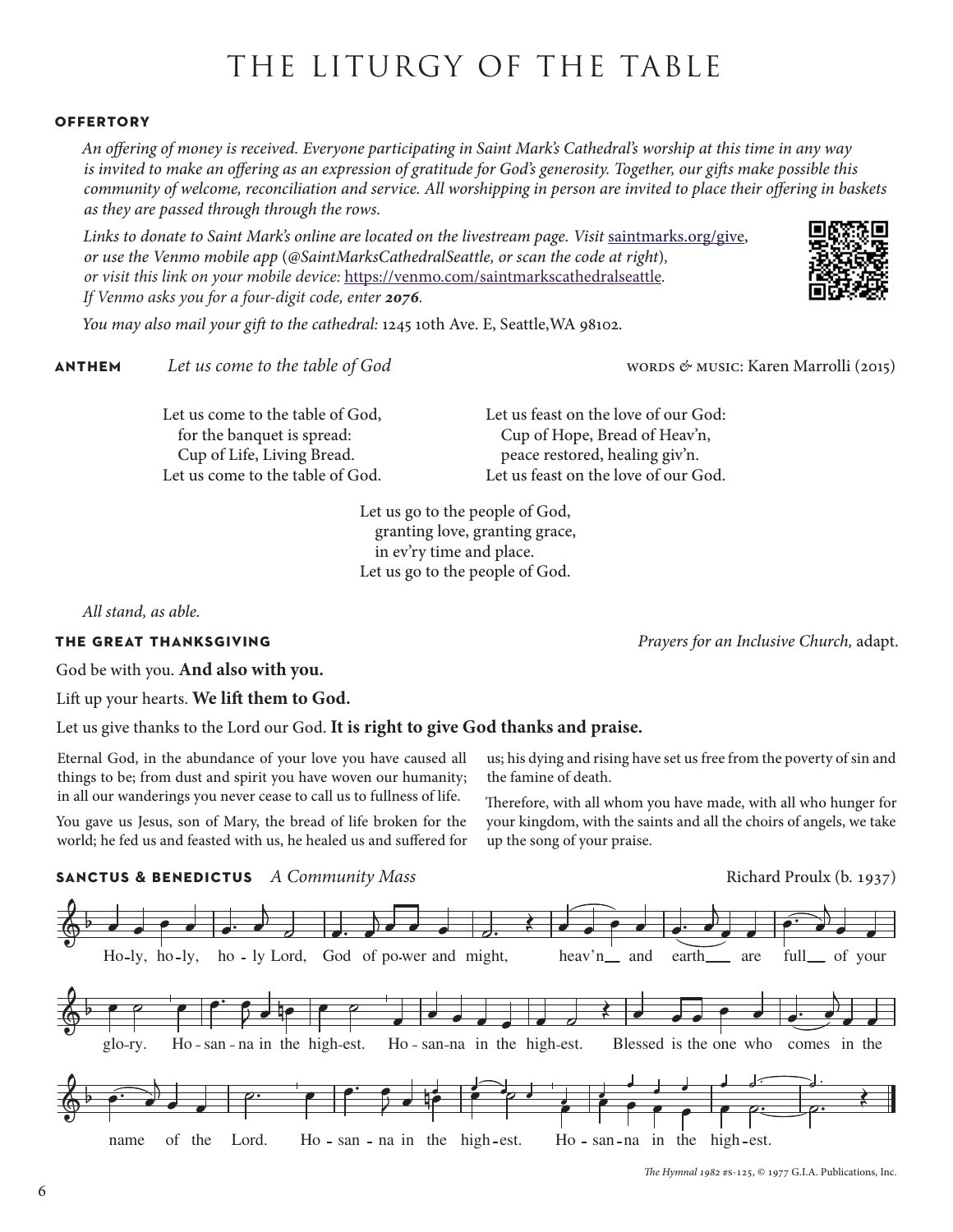# THE LITURGY OF THE TABLE

## OFFERTORY

*An offering of money is received. Everyone participating in Saint Mark's Cathedral's worship at this time in any way is invited to make an offering as an expression of gratitude for God's generosity. Together, our gifts make possible this community of welcome, reconciliation and service. All worshipping in person are invited to place their offering in baskets as they are passed through through the rows.*

*Links to donate to Saint Mark's online are located on the livestream page. Visit* saintmarks.org/give*, or use the Venmo mobile app (@SaintMarksCathedralSeattle, or scan the code at right), or visit this link on your mobile device:* https://venmo.com/saintmarkscathedralseattle*. If Venmo asks you for a four-digit code, enter **2076**.*

*You may also mail your gift to the cathedral:* 1245 10th Ave. E, Seattle,WA 98102.

## ANTHEM *Let us come to the table of God*

WORDS & MUSIC: Karen Marrolli (2015)

Let us come to the table of God,
for the banquet is spread:
Cup of Life, Living Bread.
Let us come to the table of God.

Let us feast on the love of our God:
Cup of Hope, Bread of Heav'n,
peace restored, healing giv'n.
Let us feast on the love of our God.

Let us go to the people of God,
granting love, granting grace,
in ev'ry time and place.
Let us go to the people of God.

*All stand, as able.*

## THE GREAT THANKSGIVING

*Prayers for an Inclusive Church,* adapt.

God be with you. **And also with you.**

Lift up your hearts. **We lift them to God.**

Let us give thanks to the Lord our God. **It is right to give God thanks and praise.**

Eternal God, in the abundance of your love you have caused all things to be; from dust and spirit you have woven our humanity; in all our wanderings you never cease to call us to fullness of life.

You gave us Jesus, son of Mary, the bread of life broken for the world; he fed us and feasted with us, he healed us and suffered for us; his dying and rising have set us free from the poverty of sin and the famine of death.

Therefore, with all whom you have made, with all who hunger for your kingdom, with the saints and all the choirs of angels, we take up the song of your praise.

## SANCTUS & BENEDICTUS *A Community Mass*

Richard Proulx (b. 1937)

Holy, holy, holy Lord, God of power and might, heav'n and earth are full of your glory. Hosanna in the highest. Hosanna in the highest. Blessed is the one who comes in the name of the Lord. Hosanna in the highest. Hosanna in the highest.

*The Hymnal 1982* #s-125, © 1977 G.I.A. Publications, Inc.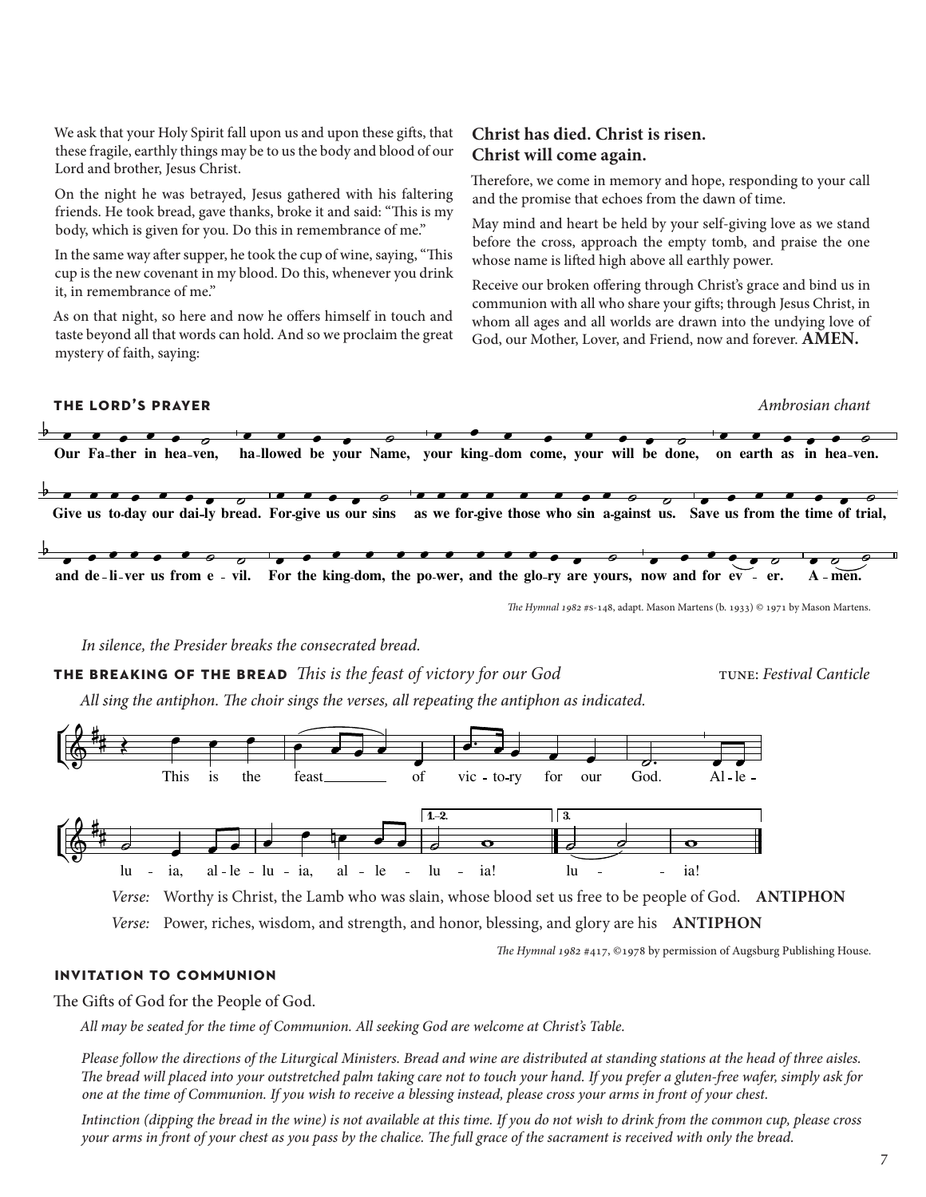We ask that your Holy Spirit fall upon us and upon these gifts, that these fragile, earthly things may be to us the body and blood of our Lord and brother, Jesus Christ.

On the night he was betrayed, Jesus gathered with his faltering friends. He took bread, gave thanks, broke it and said: "This is my body, which is given for you. Do this in remembrance of me."

In the same way after supper, he took the cup of wine, saying, "This cup is the new covenant in my blood. Do this, whenever you drink it, in remembrance of me."

As on that night, so here and now he offers himself in touch and taste beyond all that words can hold. And so we proclaim the great mystery of faith, saying:

**Christ has died. Christ is risen.**
**Christ will come again.**

Therefore, we come in memory and hope, responding to your call and the promise that echoes from the dawn of time.

May mind and heart be held by your self-giving love as we stand before the cross, approach the empty tomb, and praise the one whose name is lifted high above all earthly power.

Receive our broken offering through Christ's grace and bind us in communion with all who share your gifts; through Jesus Christ, in whom all ages and all worlds are drawn into the undying love of God, our Mother, Lover, and Friend, now and forever. **AMEN.**

## THE LORD'S PRAYER

*Ambrosian chant*

**Our Father in heaven, hallowed be your Name, your kingdom come, your will be done, on earth as in heaven. Give us today our daily bread. Forgive us our sins as we forgive those who sin against us. Save us from the time of trial, and deliver us from evil. For the kingdom, the power, and the glory are yours, now and for ever. Amen.**

*The Hymnal 1982* #s-148, adapt. Mason Martens (b. 1933) © 1971 by Mason Martens.

*In silence, the Presider breaks the consecrated bread.*

## THE BREAKING OF THE BREAD *This is the feast of victory for our God*

TUNE: *Festival Canticle*

*All sing the antiphon. The choir sings the verses, all repeating the antiphon as indicated.*

This is the feast of victory for our God. Alleluia, alleluia, alleluia! [1.–2.] [3.] alleluia!

*Verse:* Worthy is Christ, the Lamb who was slain, whose blood set us free to be people of God. **ANTIPHON**

*Verse:* Power, riches, wisdom, and strength, and honor, blessing, and glory are his **ANTIPHON**

*The Hymnal 1982* #417, ©1978 by permission of Augsburg Publishing House.

## INVITATION TO COMMUNION

The Gifts of God for the People of God.

*All may be seated for the time of Communion. All seeking God are welcome at Christ's Table.*

*Please follow the directions of the Liturgical Ministers. Bread and wine are distributed at standing stations at the head of three aisles. The bread will placed into your outstretched palm taking care not to touch your hand. If you prefer a gluten-free wafer, simply ask for one at the time of Communion. If you wish to receive a blessing instead, please cross your arms in front of your chest.*

*Intinction (dipping the bread in the wine) is not available at this time. If you do not wish to drink from the common cup, please cross your arms in front of your chest as you pass by the chalice. The full grace of the sacrament is received with only the bread.*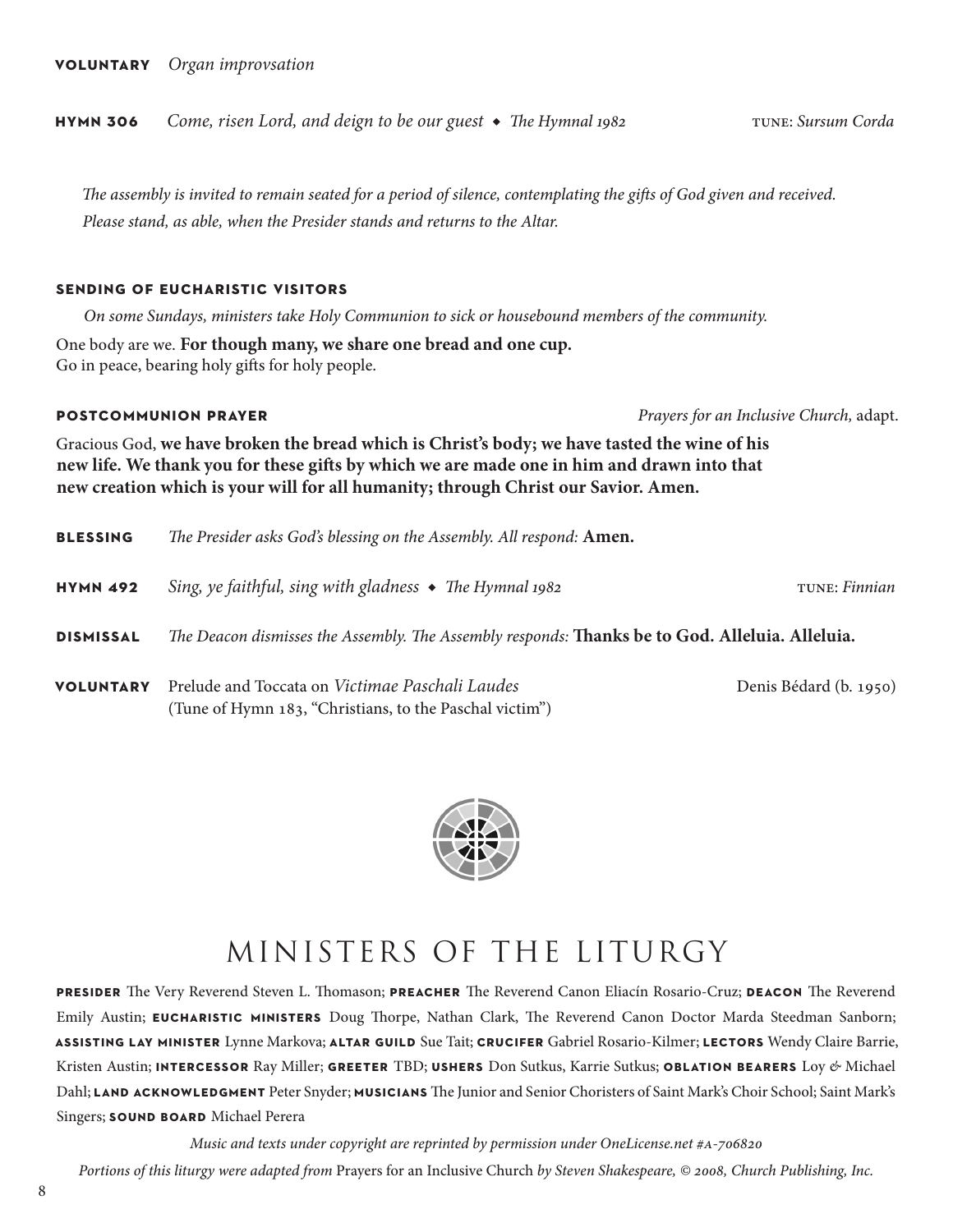**VOLUNTARY** *Organ improvsation*

**HYMN 306** *Come, risen Lord, and deign to be our guest ◆ The Hymnal 1982* TUNE: *Sursum Corda*

*The assembly is invited to remain seated for a period of silence, contemplating the gifts of God given and received. Please stand, as able, when the Presider stands and returns to the Altar.*

**SENDING OF EUCHARISTIC VISITORS**

*On some Sundays, ministers take Holy Communion to sick or housebound members of the community.*

One body are we. **For though many, we share one bread and one cup.**
Go in peace, bearing holy gifts for holy people.

**POSTCOMMUNION PRAYER** *Prayers for an Inclusive Church,* adapt.

Gracious God, **we have broken the bread which is Christ's body; we have tasted the wine of his new life. We thank you for these gifts by which we are made one in him and drawn into that new creation which is your will for all humanity; through Christ our Savior. Amen.**

**BLESSING** *The Presider asks God's blessing on the Assembly. All respond:* **Amen.**

**HYMN 492** *Sing, ye faithful, sing with gladness ◆ The Hymnal 1982* TUNE: *Finnian*

**DISMISSAL** *The Deacon dismisses the Assembly. The Assembly responds:* **Thanks be to God. Alleluia. Alleluia.**

**VOLUNTARY** Prelude and Toccata on *Victimae Paschali Laudes* (Tune of Hymn 183, "Christians, to the Paschal victim") Denis Bédard (b. 1950)

# MINISTERS OF THE LITURGY

**PRESIDER** The Very Reverend Steven L. Thomason; **PREACHER** The Reverend Canon Eliacín Rosario-Cruz; **DEACON** The Reverend Emily Austin; **EUCHARISTIC MINISTERS** Doug Thorpe, Nathan Clark, The Reverend Canon Doctor Marda Steedman Sanborn; **ASSISTING LAY MINISTER** Lynne Markova; **ALTAR GUILD** Sue Tait; **CRUCIFER** Gabriel Rosario-Kilmer; **LECTORS** Wendy Claire Barrie, Kristen Austin; **INTERCESSOR** Ray Miller; **GREETER** TBD; **USHERS** Don Sutkus, Karrie Sutkus; **OBLATION BEARERS** Loy & Michael Dahl; **LAND ACKNOWLEDGMENT** Peter Snyder; **MUSICIANS** The Junior and Senior Choristers of Saint Mark's Choir School; Saint Mark's Singers; **SOUND BOARD** Michael Perera

*Music and texts under copyright are reprinted by permission under OneLicense.net #A-706820*

*Portions of this liturgy were adapted from* Prayers for an Inclusive Church *by Steven Shakespeare, © 2008, Church Publishing, Inc.*